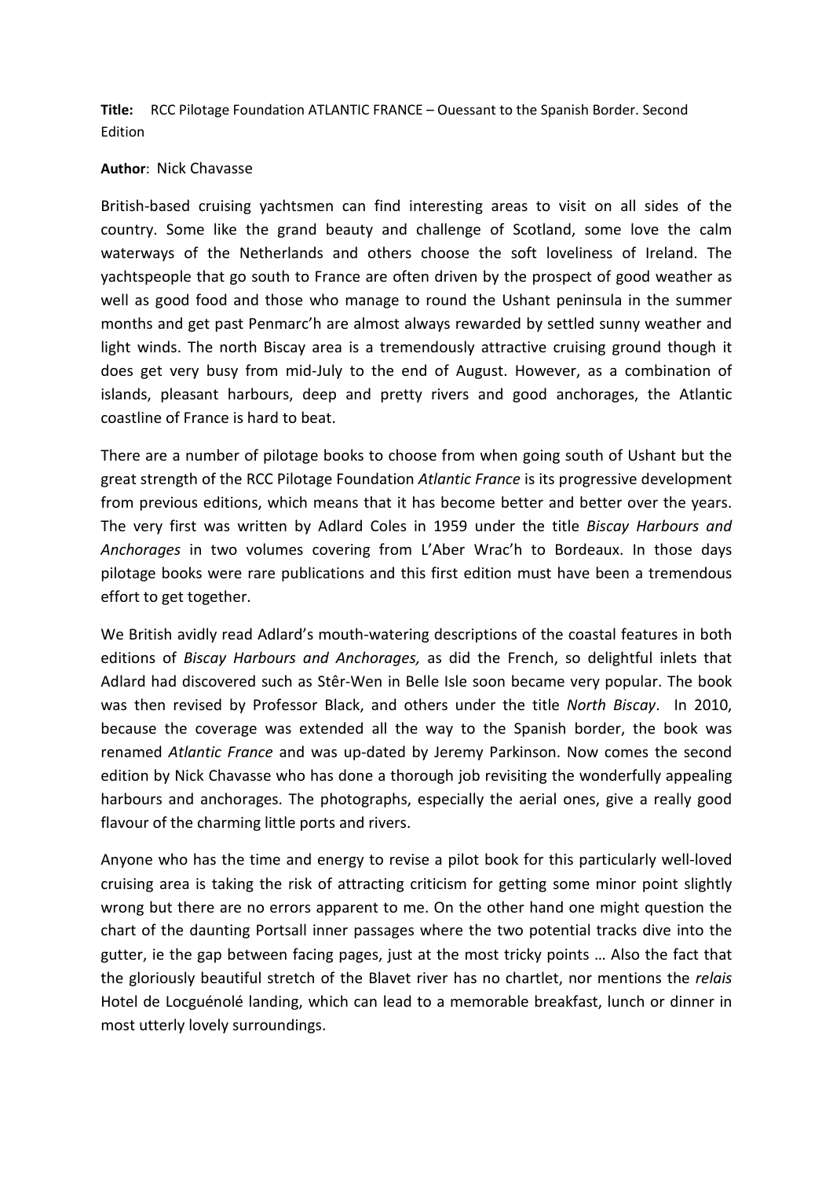**Title:** RCC Pilotage Foundation ATLANTIC FRANCE – Ouessant to the Spanish Border. Second Edition

**Author**: Nick Chavasse

British-based cruising yachtsmen can find interesting areas to visit on all sides of the country. Some like the grand beauty and challenge of Scotland, some love the calm waterways of the Netherlands and others choose the soft loveliness of Ireland. The yachtspeople that go south to France are often driven by the prospect of good weather as well as good food and those who manage to round the Ushant peninsula in the summer months and get past Penmarc'h are almost always rewarded by settled sunny weather and light winds. The north Biscay area is a tremendously attractive cruising ground though it does get very busy from mid-July to the end of August. However, as a combination of islands, pleasant harbours, deep and pretty rivers and good anchorages, the Atlantic coastline of France is hard to beat.

There are a number of pilotage books to choose from when going south of Ushant but the great strength of the RCC Pilotage Foundation *Atlantic France* is its progressive development from previous editions, which means that it has become better and better over the years. The very first was written by Adlard Coles in 1959 under the title *Biscay Harbours and Anchorages* in two volumes covering from L'Aber Wrac'h to Bordeaux. In those days pilotage books were rare publications and this first edition must have been a tremendous effort to get together.

We British avidly read Adlard's mouth-watering descriptions of the coastal features in both editions of *Biscay Harbours and Anchorages,* as did the French, so delightful inlets that Adlard had discovered such as Stêr-Wen in Belle Isle soon became very popular. The book was then revised by Professor Black, and others under the title *North Biscay*. In 2010, because the coverage was extended all the way to the Spanish border, the book was renamed *Atlantic France* and was up-dated by Jeremy Parkinson. Now comes the second edition by Nick Chavasse who has done a thorough job revisiting the wonderfully appealing harbours and anchorages. The photographs, especially the aerial ones, give a really good flavour of the charming little ports and rivers.

Anyone who has the time and energy to revise a pilot book for this particularly well-loved cruising area is taking the risk of attracting criticism for getting some minor point slightly wrong but there are no errors apparent to me. On the other hand one might question the chart of the daunting Portsall inner passages where the two potential tracks dive into the gutter, ie the gap between facing pages, just at the most tricky points … Also the fact that the gloriously beautiful stretch of the Blavet river has no chartlet, nor mentions the *relais* Hotel de Locguénolé landing, which can lead to a memorable breakfast, lunch or dinner in most utterly lovely surroundings.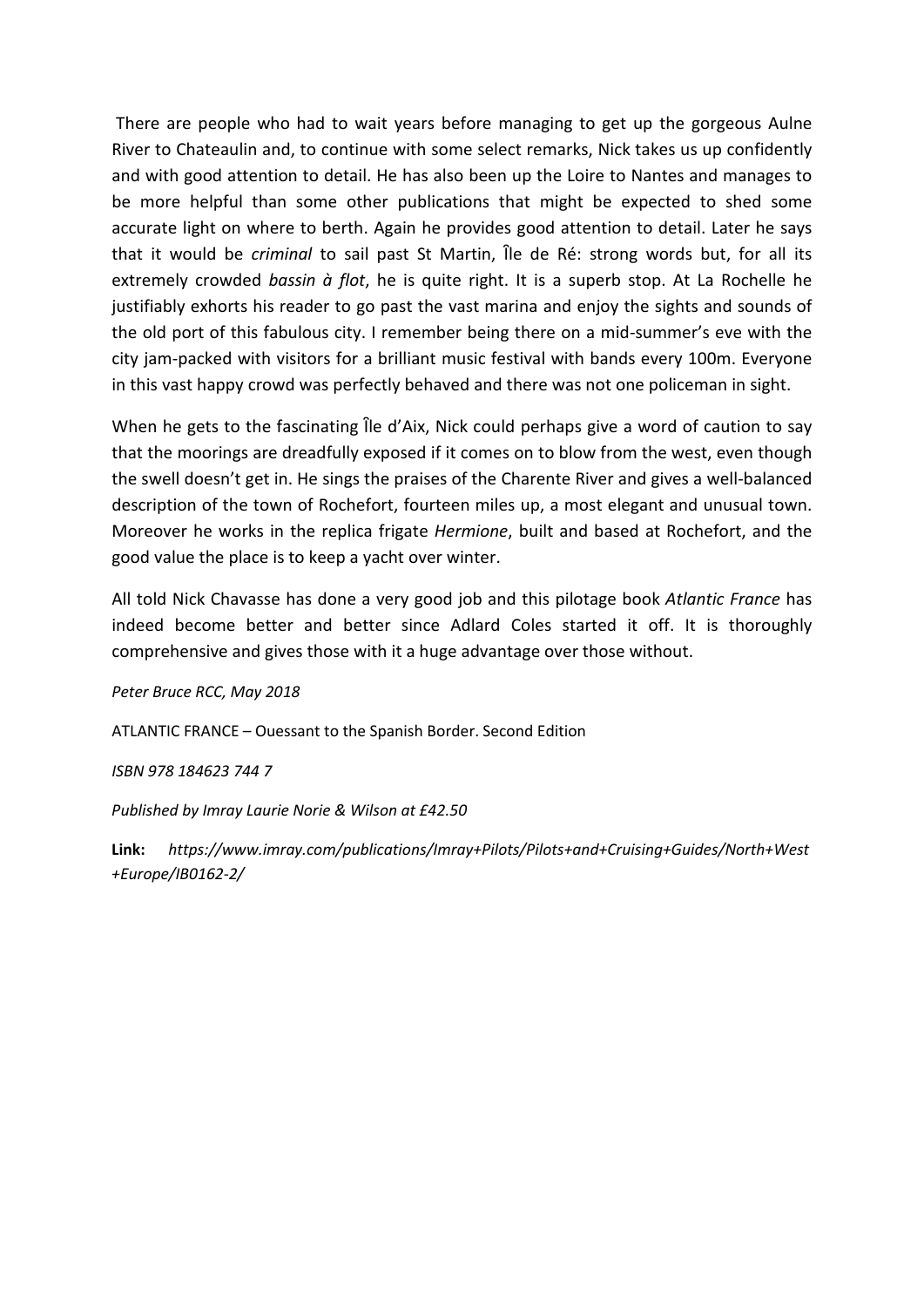There are people who had to wait years before managing to get up the gorgeous Aulne River to Chateaulin and, to continue with some select remarks, Nick takes us up confidently and with good attention to detail. He has also been up the Loire to Nantes and manages to be more helpful than some other publications that might be expected to shed some accurate light on where to berth. Again he provides good attention to detail. Later he says that it would be *criminal* to sail past St Martin, Île de Ré: strong words but, for all its extremely crowded *bassin à flot*, he is quite right. It is a superb stop. At La Rochelle he justifiably exhorts his reader to go past the vast marina and enjoy the sights and sounds of the old port of this fabulous city. I remember being there on a mid-summer's eve with the city jam-packed with visitors for a brilliant music festival with bands every 100m. Everyone in this vast happy crowd was perfectly behaved and there was not one policeman in sight.

When he gets to the fascinating Île d'Aix, Nick could perhaps give a word of caution to say that the moorings are dreadfully exposed if it comes on to blow from the west, even though the swell doesn't get in. He sings the praises of the Charente River and gives a well-balanced description of the town of Rochefort, fourteen miles up, a most elegant and unusual town. Moreover he works in the replica frigate *Hermione*, built and based at Rochefort, and the good value the place is to keep a yacht over winter.

All told Nick Chavasse has done a very good job and this pilotage book *Atlantic France* has indeed become better and better since Adlard Coles started it off. It is thoroughly comprehensive and gives those with it a huge advantage over those without.

*Peter Bruce RCC, May 2018*

ATLANTIC FRANCE – Ouessant to the Spanish Border. Second Edition

*ISBN 978 184623 744 7*

*Published by Imray Laurie Norie & Wilson at £42.50*

**Link:** *https://www.imray.com/publications/Imray+Pilots/Pilots+and+Cruising+Guides/North+West+Europe/IB0162-2/*